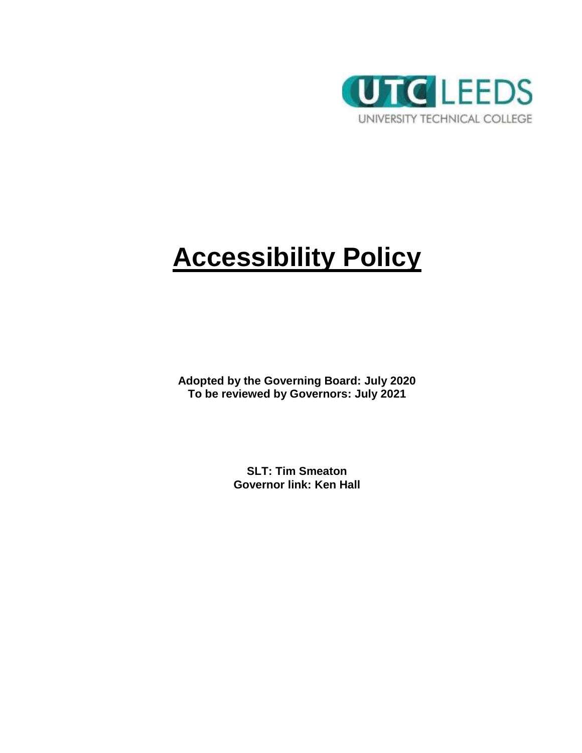UTC LEEDS

UNIVERSITY TECHNICAL COLLEGE

# Accessibility Policy

**Adopted by the Governing Board: July 2020**
**To be reviewed by Governors: July 2021**

**SLT: Tim Smeaton**
**Governor link: Ken Hall**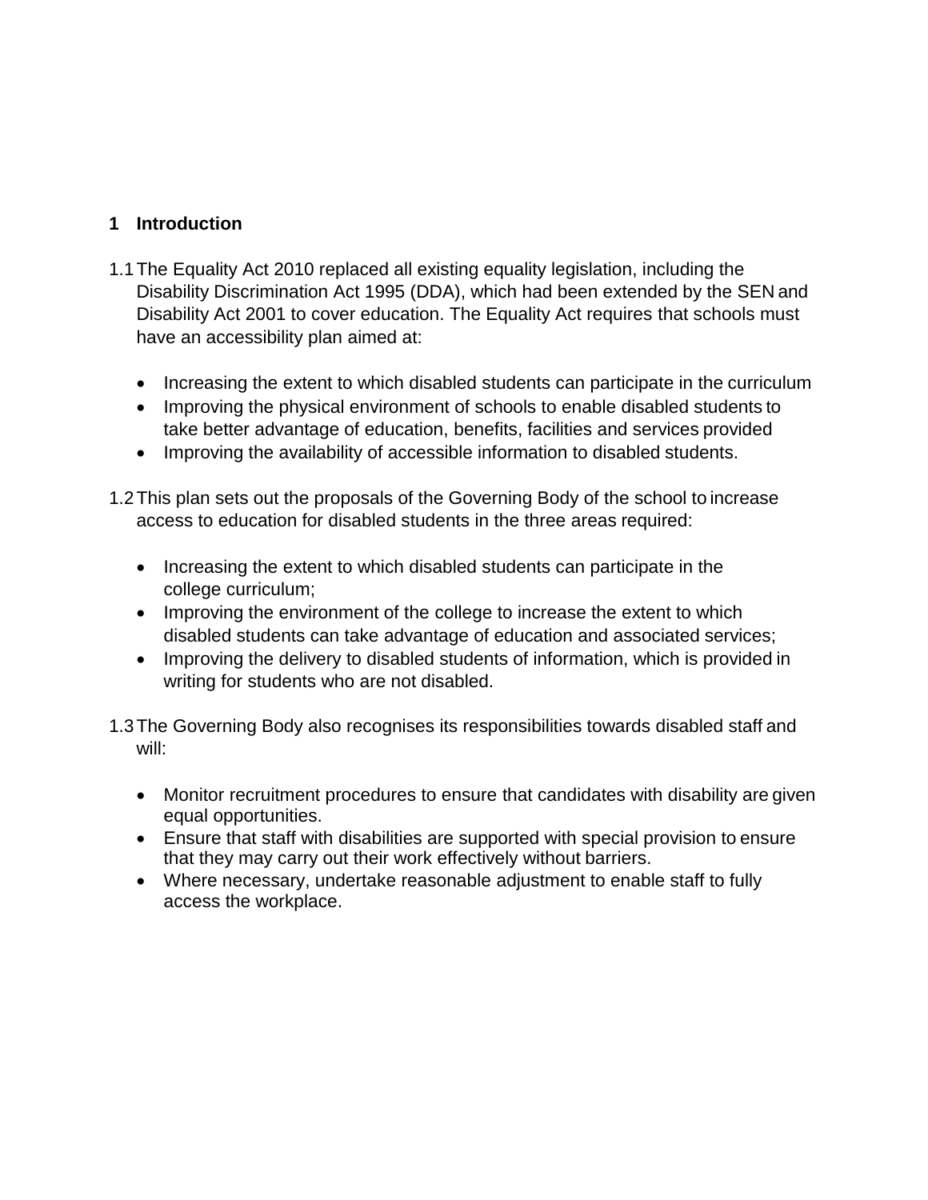## 1 Introduction

1.1 The Equality Act 2010 replaced all existing equality legislation, including the Disability Discrimination Act 1995 (DDA), which had been extended by the SEN and Disability Act 2001 to cover education. The Equality Act requires that schools must have an accessibility plan aimed at:

- Increasing the extent to which disabled students can participate in the curriculum
- Improving the physical environment of schools to enable disabled students to take better advantage of education, benefits, facilities and services provided
- Improving the availability of accessible information to disabled students.

1.2 This plan sets out the proposals of the Governing Body of the school to increase access to education for disabled students in the three areas required:

- Increasing the extent to which disabled students can participate in the college curriculum;
- Improving the environment of the college to increase the extent to which disabled students can take advantage of education and associated services;
- Improving the delivery to disabled students of information, which is provided in writing for students who are not disabled.

1.3 The Governing Body also recognises its responsibilities towards disabled staff and will:

- Monitor recruitment procedures to ensure that candidates with disability are given equal opportunities.
- Ensure that staff with disabilities are supported with special provision to ensure that they may carry out their work effectively without barriers.
- Where necessary, undertake reasonable adjustment to enable staff to fully access the workplace.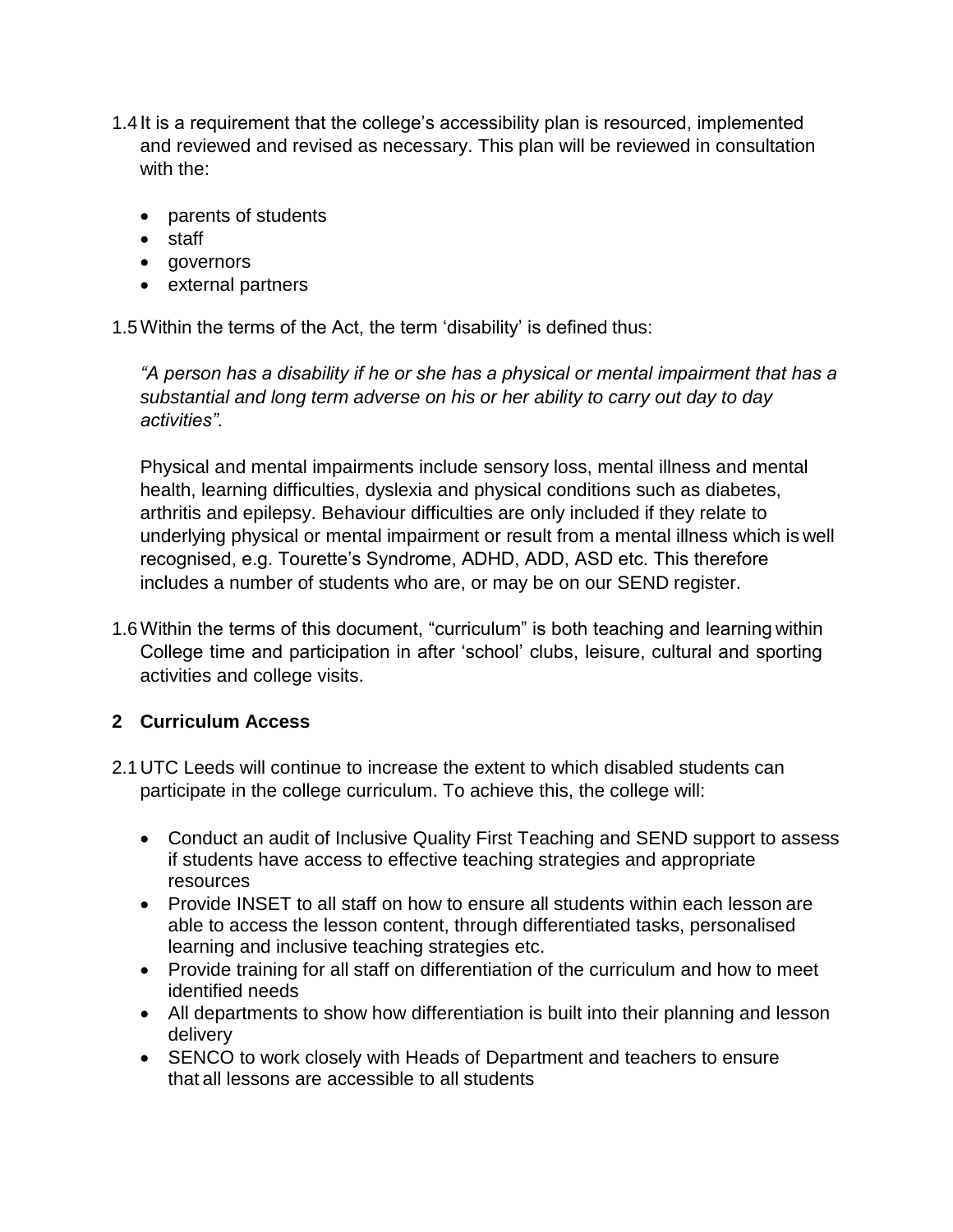1.4 It is a requirement that the college's accessibility plan is resourced, implemented and reviewed and revised as necessary. This plan will be reviewed in consultation with the:

- parents of students
- staff
- governors
- external partners

1.5 Within the terms of the Act, the term 'disability' is defined thus:

*"A person has a disability if he or she has a physical or mental impairment that has a substantial and long term adverse on his or her ability to carry out day to day activities".*

Physical and mental impairments include sensory loss, mental illness and mental health, learning difficulties, dyslexia and physical conditions such as diabetes, arthritis and epilepsy. Behaviour difficulties are only included if they relate to underlying physical or mental impairment or result from a mental illness which is well recognised, e.g. Tourette's Syndrome, ADHD, ADD, ASD etc. This therefore includes a number of students who are, or may be on our SEND register.

1.6 Within the terms of this document, "curriculum" is both teaching and learning within College time and participation in after 'school' clubs, leisure, cultural and sporting activities and college visits.

## 2 Curriculum Access

2.1 UTC Leeds will continue to increase the extent to which disabled students can participate in the college curriculum. To achieve this, the college will:

- Conduct an audit of Inclusive Quality First Teaching and SEND support to assess if students have access to effective teaching strategies and appropriate resources
- Provide INSET to all staff on how to ensure all students within each lesson are able to access the lesson content, through differentiated tasks, personalised learning and inclusive teaching strategies etc.
- Provide training for all staff on differentiation of the curriculum and how to meet identified needs
- All departments to show how differentiation is built into their planning and lesson delivery
- SENCO to work closely with Heads of Department and teachers to ensure that all lessons are accessible to all students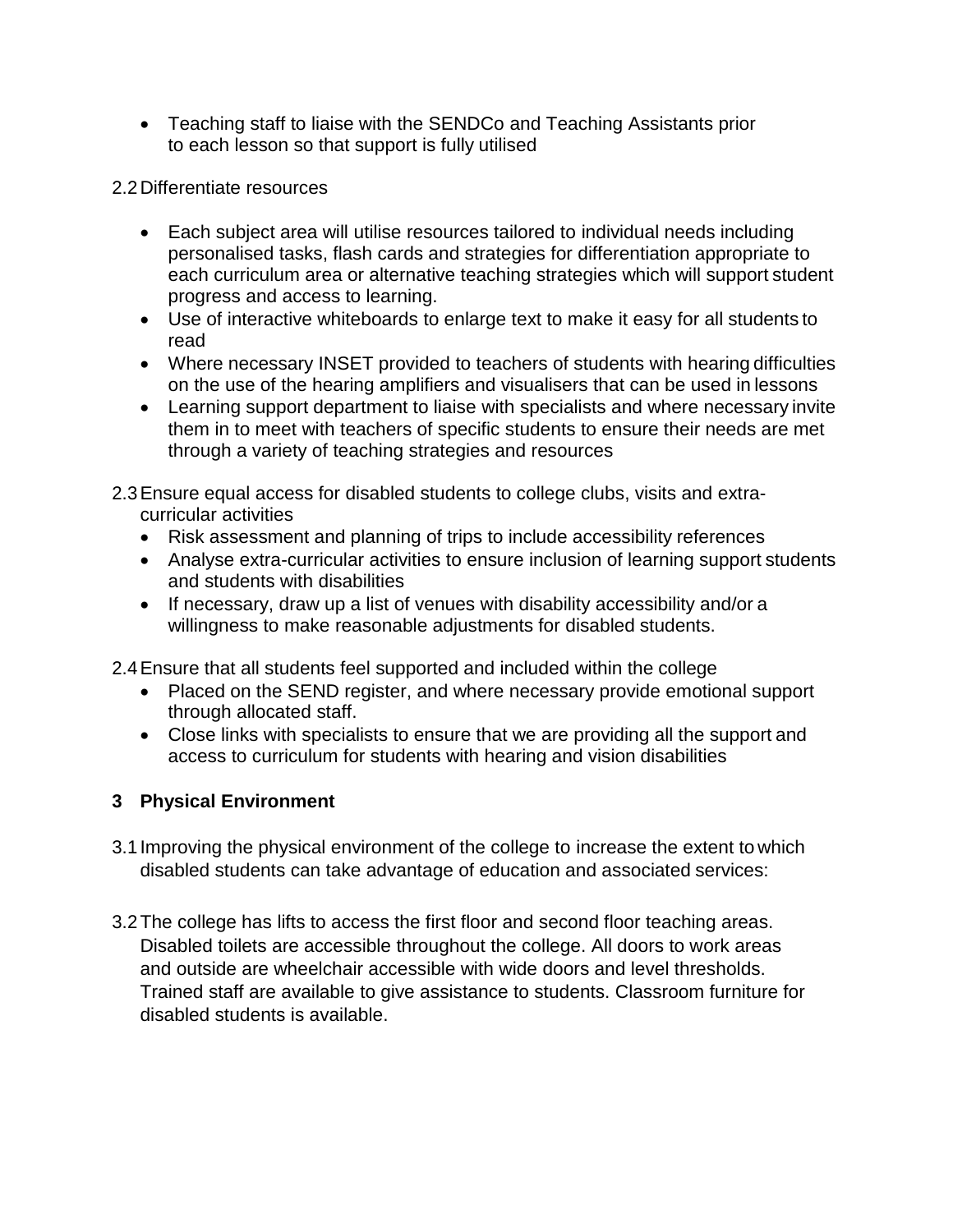- Teaching staff to liaise with the SENDCo and Teaching Assistants prior to each lesson so that support is fully utilised

2.2 Differentiate resources

- Each subject area will utilise resources tailored to individual needs including personalised tasks, flash cards and strategies for differentiation appropriate to each curriculum area or alternative teaching strategies which will support student progress and access to learning.
- Use of interactive whiteboards to enlarge text to make it easy for all students to read
- Where necessary INSET provided to teachers of students with hearing difficulties on the use of the hearing amplifiers and visualisers that can be used in lessons
- Learning support department to liaise with specialists and where necessary invite them in to meet with teachers of specific students to ensure their needs are met through a variety of teaching strategies and resources

2.3 Ensure equal access for disabled students to college clubs, visits and extra-curricular activities

- Risk assessment and planning of trips to include accessibility references
- Analyse extra-curricular activities to ensure inclusion of learning support students and students with disabilities
- If necessary, draw up a list of venues with disability accessibility and/or a willingness to make reasonable adjustments for disabled students.

2.4 Ensure that all students feel supported and included within the college

- Placed on the SEND register, and where necessary provide emotional support through allocated staff.
- Close links with specialists to ensure that we are providing all the support and access to curriculum for students with hearing and vision disabilities

## 3 Physical Environment

3.1 Improving the physical environment of the college to increase the extent to which disabled students can take advantage of education and associated services:

3.2 The college has lifts to access the first floor and second floor teaching areas. Disabled toilets are accessible throughout the college. All doors to work areas and outside are wheelchair accessible with wide doors and level thresholds. Trained staff are available to give assistance to students. Classroom furniture for disabled students is available.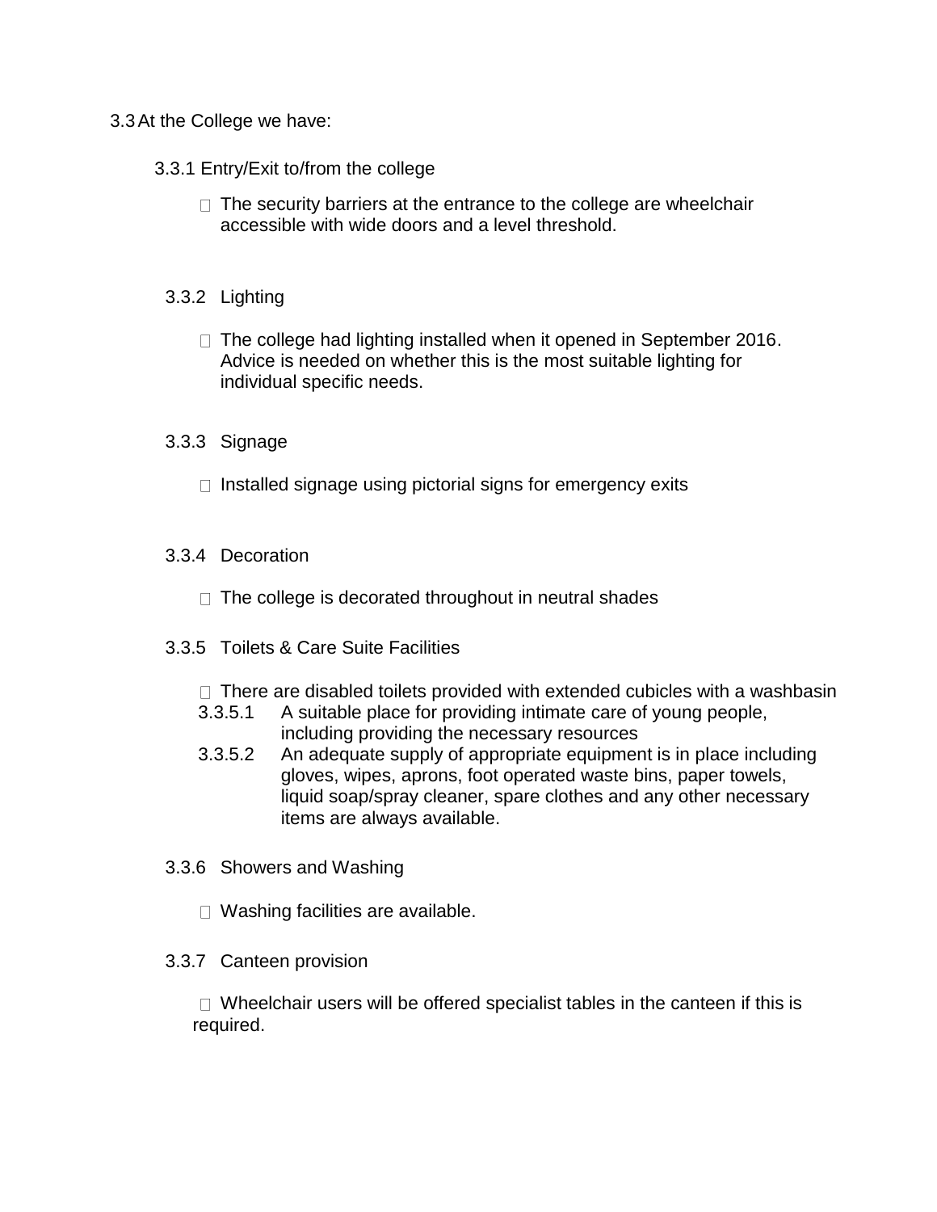3.3 At the College we have:

3.3.1 Entry/Exit to/from the college

- The security barriers at the entrance to the college are wheelchair accessible with wide doors and a level threshold.

3.3.2 Lighting

- The college had lighting installed when it opened in September 2016. Advice is needed on whether this is the most suitable lighting for individual specific needs.

3.3.3 Signage

- Installed signage using pictorial signs for emergency exits

3.3.4 Decoration

- The college is decorated throughout in neutral shades

3.3.5 Toilets & Care Suite Facilities

- There are disabled toilets provided with extended cubicles with a washbasin

3.3.5.1 A suitable place for providing intimate care of young people, including providing the necessary resources

3.3.5.2 An adequate supply of appropriate equipment is in place including gloves, wipes, aprons, foot operated waste bins, paper towels, liquid soap/spray cleaner, spare clothes and any other necessary items are always available.

3.3.6 Showers and Washing

- Washing facilities are available.

3.3.7 Canteen provision

- Wheelchair users will be offered specialist tables in the canteen if this is required.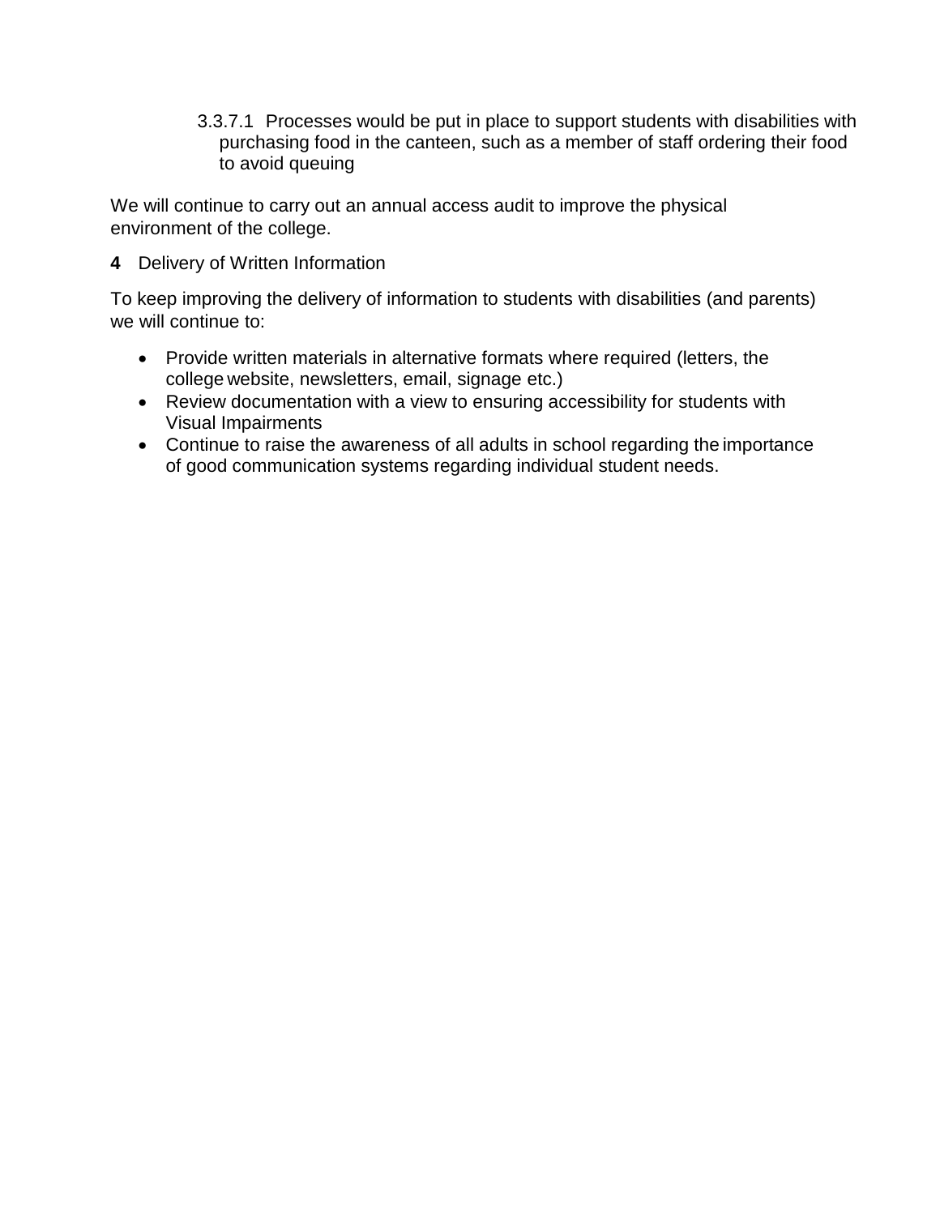3.3.7.1 Processes would be put in place to support students with disabilities with purchasing food in the canteen, such as a member of staff ordering their food to avoid queuing

We will continue to carry out an annual access audit to improve the physical environment of the college.

**4** Delivery of Written Information

To keep improving the delivery of information to students with disabilities (and parents) we will continue to:

- Provide written materials in alternative formats where required (letters, the college website, newsletters, email, signage etc.)
- Review documentation with a view to ensuring accessibility for students with Visual Impairments
- Continue to raise the awareness of all adults in school regarding the importance of good communication systems regarding individual student needs.